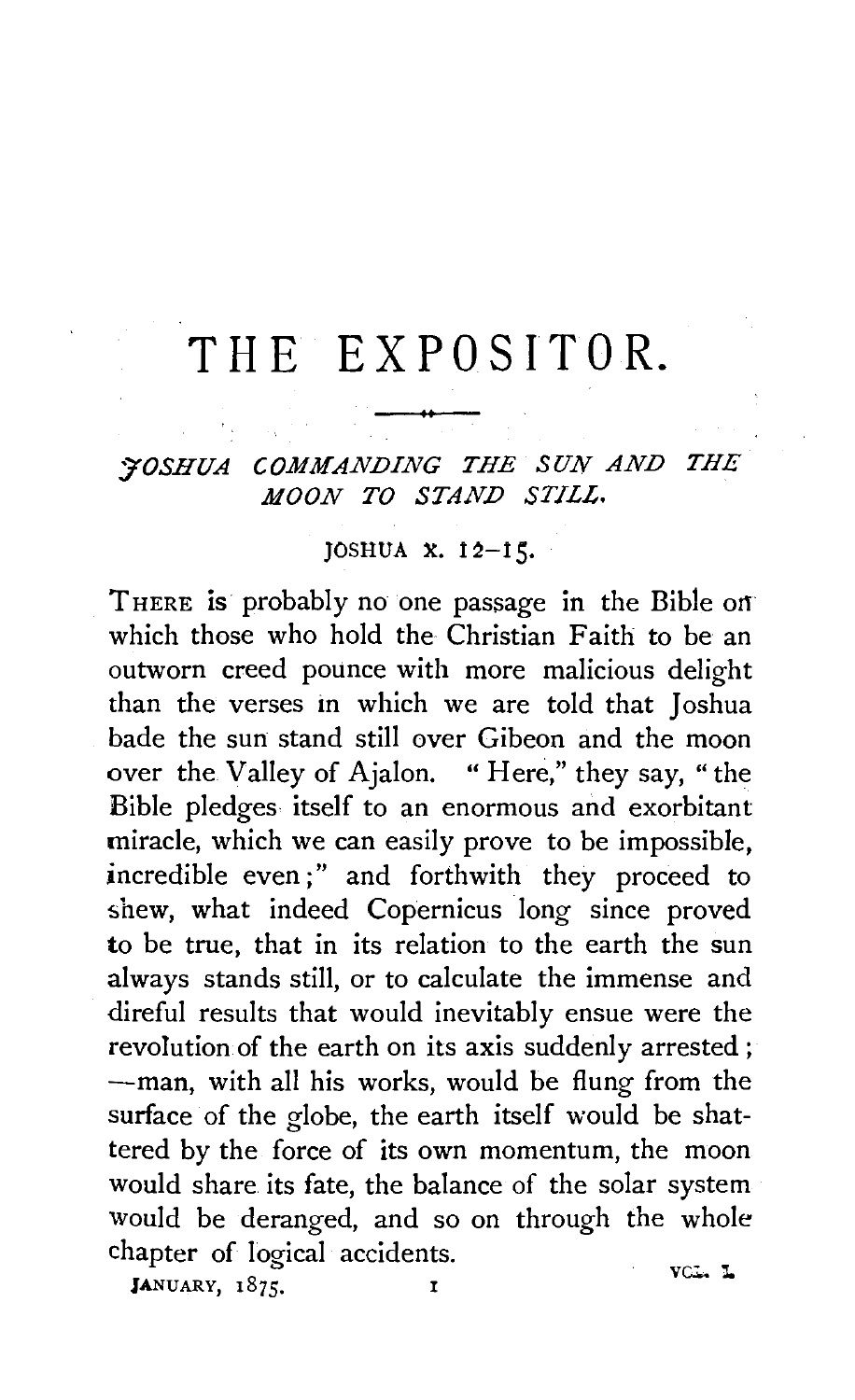# THE EXPOSITOR.

## *JOSHUA COMMANDING THE SUN AND THE MOON TO STAND STILL.*

### JOSHUA X. 12–15.

THERE is probably no one passage in the Bible on which those who hold the Christian Faith to be an outworn creed pounce with more malicious delight than the verses in which we are told that Joshua bade the sun stand still over Gibeon and the moon over the Valley of Ajalon. "Here," they say, "the Bible pledges itself to an enormous and exorbitant miracle, which we can easily prove to be impossible, incredible even;" and forthwith they proceed to shew, what indeed Copernicus long since proved to be true, that in its relation to the earth the sun always stands still, or to calculate the immense and direful results that would inevitably ensue were the revolution of the earth on its axis suddenly arrested; —man, with all his works, would be flung from the surface of the globe, the earth itself would be shattered by the force of its own momentum, the moon would share its fate, the balance of the solar system would be deranged, and so on through the whole chapter of logical accidents.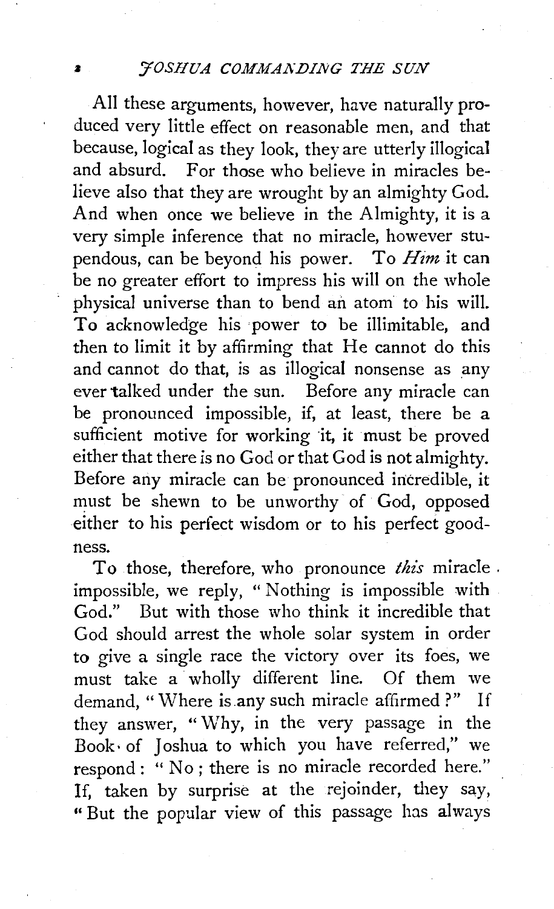All these arguments, however, have naturally produced very little effect on reasonable men, and that because, logical as they look, they are utterly illogical and absurd. For those who believe in miracles believe also that they are wrought by an almighty God. And when once we believe in the Almighty, it is a very simple inference that no miracle, however stupendous, can be beyond his power. To *Him* it can be no greater effort to impress his will on the whole physical universe than to bend an atom to his will. To acknowledge his power to be illimitable, and then to limit it by affirming that He cannot do this and cannot do that, is as illogical nonsense as any ever talked under the sun. Before any miracle can be pronounced impossible, if, at least, there be a sufficient motive for working it, it must be proved either that there is no God or that God is not almighty. Before any miracle can be pronounced incredible, it must be shewn to be unworthy of God, opposed either to his perfect wisdom or to his perfect goodness.

To those, therefore, who pronounce *this* miracle impossible, we reply, "Nothing is impossible with God." But with those who think it incredible that God should arrest the whole solar system in order to give a single race the victory over its foes, we must take a wholly different line. Of them we demand, "Where is any such miracle affirmed?" If they answer, "Why, in the very passage in the Book of Joshua to which you have referred," we respond: "No; there is no miracle recorded here." If, taken by surprise at the rejoinder, they say, "But the popular view of this passage has always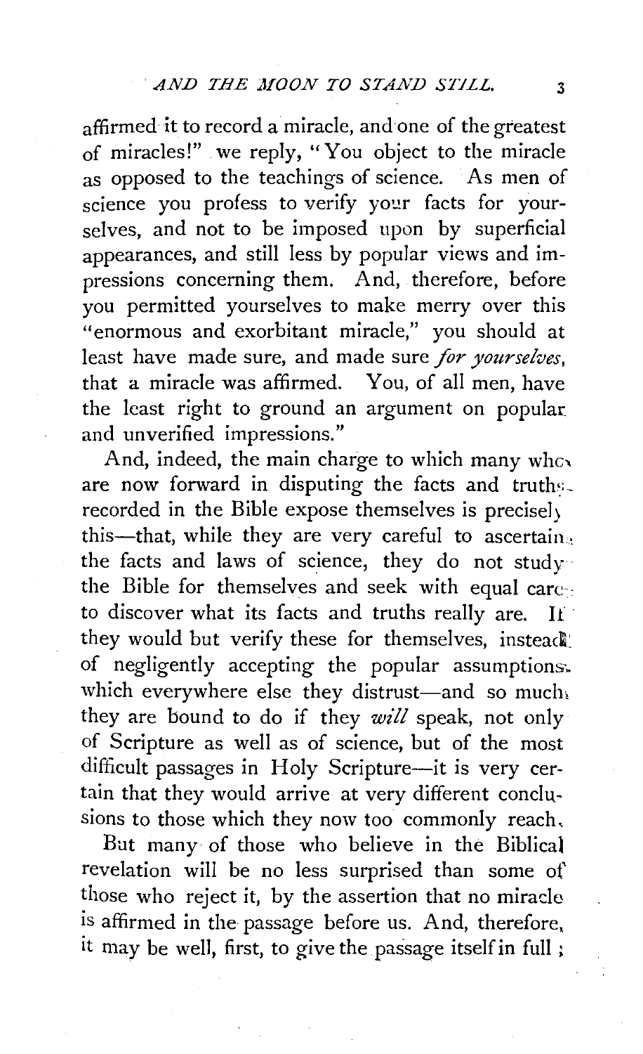affirmed it to record a miracle, and one of the greatest of miracles!" we reply, "You object to the miracle as opposed to the teachings of science. As men of science you profess to verify your facts for yourselves, and not to be imposed upon by superficial appearances, and still less by popular views and impressions concerning them. And, therefore, before you permitted yourselves to make merry over this "enormous and exorbitant miracle," you should at least have made sure, and made sure *for yourselves*, that a miracle was affirmed. You, of all men, have the least right to ground an argument on popular and unverified impressions."

And, indeed, the main charge to which many who are now forward in disputing the facts and truths recorded in the Bible expose themselves is precisely this—that, while they are very careful to ascertain the facts and laws of science, they do not study the Bible for themselves and seek with equal care to discover what its facts and truths really are. If they would but verify these for themselves, instead of negligently accepting the popular assumptions which everywhere else they distrust—and so much they are bound to do if they *will* speak, not only of Scripture as well as of science, but of the most difficult passages in Holy Scripture—it is very certain that they would arrive at very different conclusions to those which they now too commonly reach.

But many of those who believe in the Biblical revelation will be no less surprised than some of those who reject it, by the assertion that no miracle is affirmed in the passage before us. And, therefore, it may be well, first, to give the passage itself in full;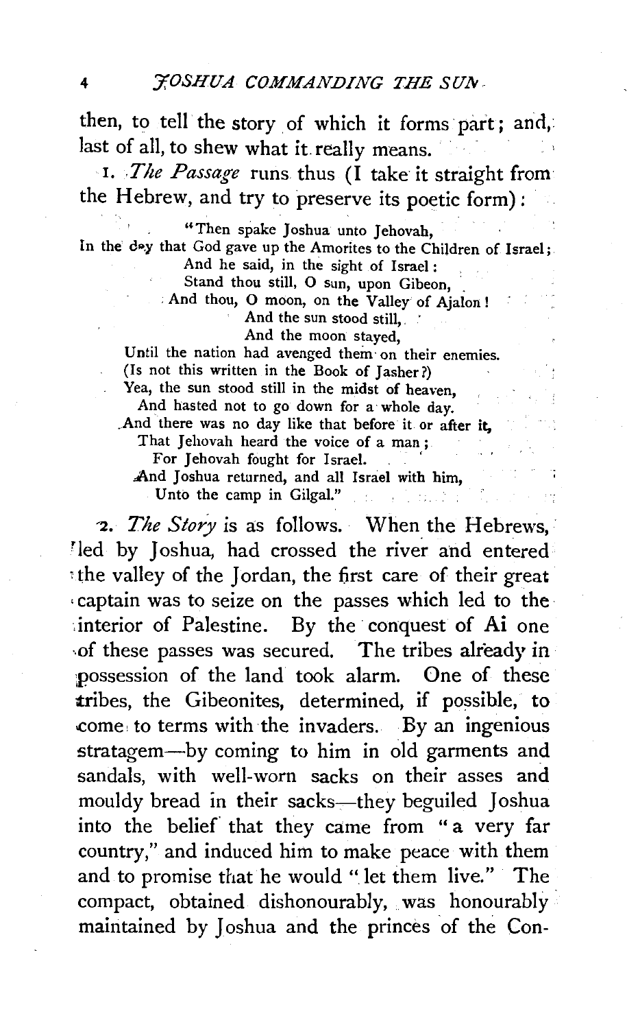then, to tell the story of which it forms part; and, last of all, to shew what it really means.

1. *The Passage* runs thus (I take it straight from the Hebrew, and try to preserve its poetic form):

> "Then spake Joshua unto Jehovah,
> In the day that God gave up the Amorites to the Children of Israel;
> And he said, in the sight of Israel:
> Stand thou still, O sun, upon Gibeon,
> And thou, O moon, on the Valley of Ajalon!
> And the sun stood still,
> And the moon stayed,
> Until the nation had avenged them on their enemies.
> (Is not this written in the Book of Jasher?)
> Yea, the sun stood still in the midst of heaven,
> And hasted not to go down for a whole day.
> And there was no day like that before it or after it,
> That Jehovah heard the voice of a man;
> For Jehovah fought for Israel.
> And Joshua returned, and all Israel with him,
> Unto the camp in Gilgal."

2. *The Story* is as follows. When the Hebrews, led by Joshua, had crossed the river and entered the valley of the Jordan, the first care of their great captain was to seize on the passes which led to the interior of Palestine. By the conquest of Ai one of these passes was secured. The tribes already in possession of the land took alarm. One of these tribes, the Gibeonites, determined, if possible, to come to terms with the invaders. By an ingenious stratagem—by coming to him in old garments and sandals, with well-worn sacks on their asses and mouldy bread in their sacks—they beguiled Joshua into the belief that they came from "a very far country," and induced him to make peace with them and to promise that he would "let them live." The compact, obtained dishonourably, was honourably maintained by Joshua and the princes of the Con-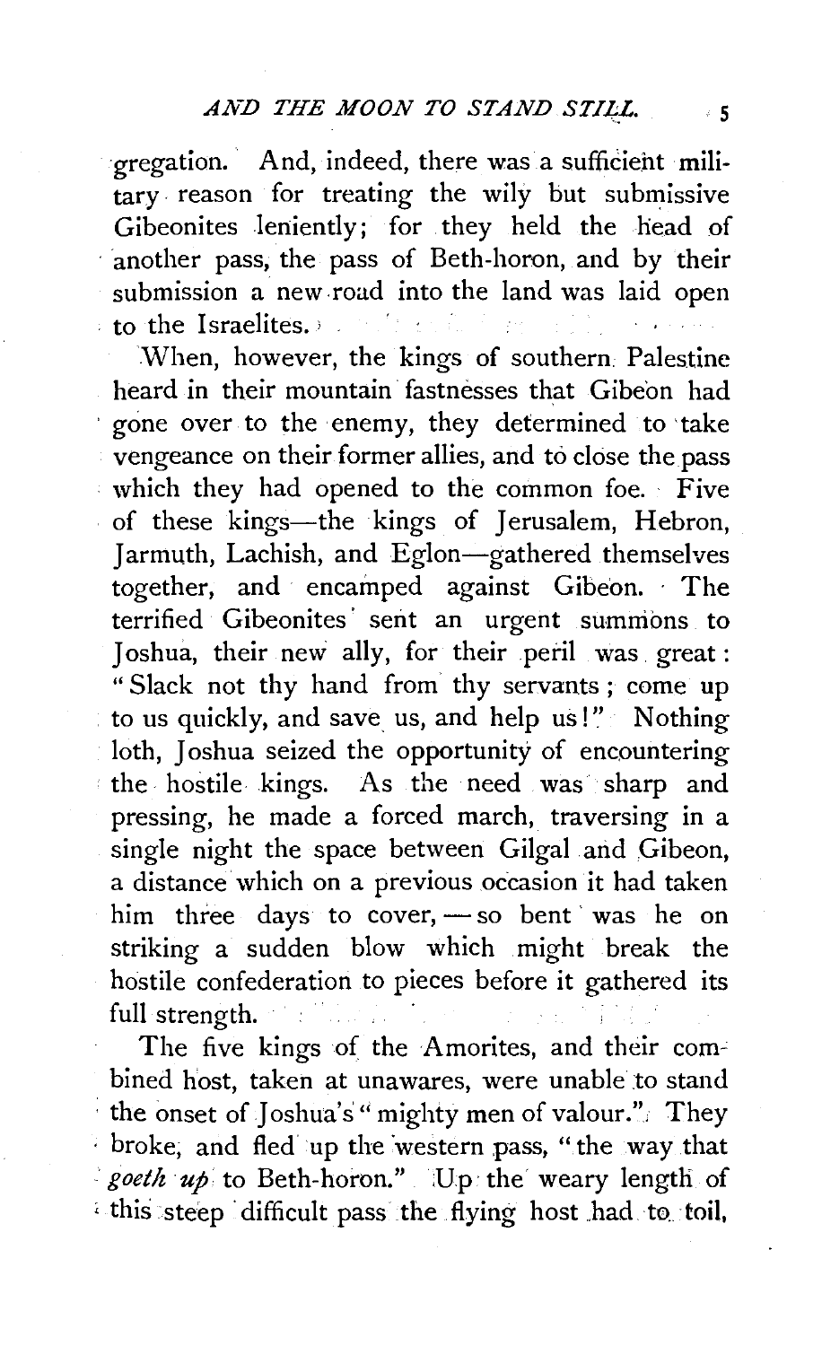gregation. And, indeed, there was a sufficient military reason for treating the wily but submissive Gibeonites leniently; for they held the head of another pass, the pass of Beth-horon, and by their submission a new road into the land was laid open to the Israelites.

When, however, the kings of southern Palestine heard in their mountain fastnesses that Gibeon had gone over to the enemy, they determined to take vengeance on their former allies, and to close the pass which they had opened to the common foe. Five of these kings—the kings of Jerusalem, Hebron, Jarmuth, Lachish, and Eglon—gathered themselves together, and encamped against Gibeon. The terrified Gibeonites sent an urgent summons to Joshua, their new ally, for their peril was great: "Slack not thy hand from thy servants; come up to us quickly, and save us, and help us!" Nothing loth, Joshua seized the opportunity of encountering the hostile kings. As the need was sharp and pressing, he made a forced march, traversing in a single night the space between Gilgal and Gibeon, a distance which on a previous occasion it had taken him three days to cover, — so bent was he on striking a sudden blow which might break the hostile confederation to pieces before it gathered its full strength.

The five kings of the Amorites, and their combined host, taken at unawares, were unable to stand the onset of Joshua's "mighty men of valour." They broke, and fled up the western pass, "the way that *goeth up* to Beth-horon." Up the weary length of this steep difficult pass the flying host had to toil,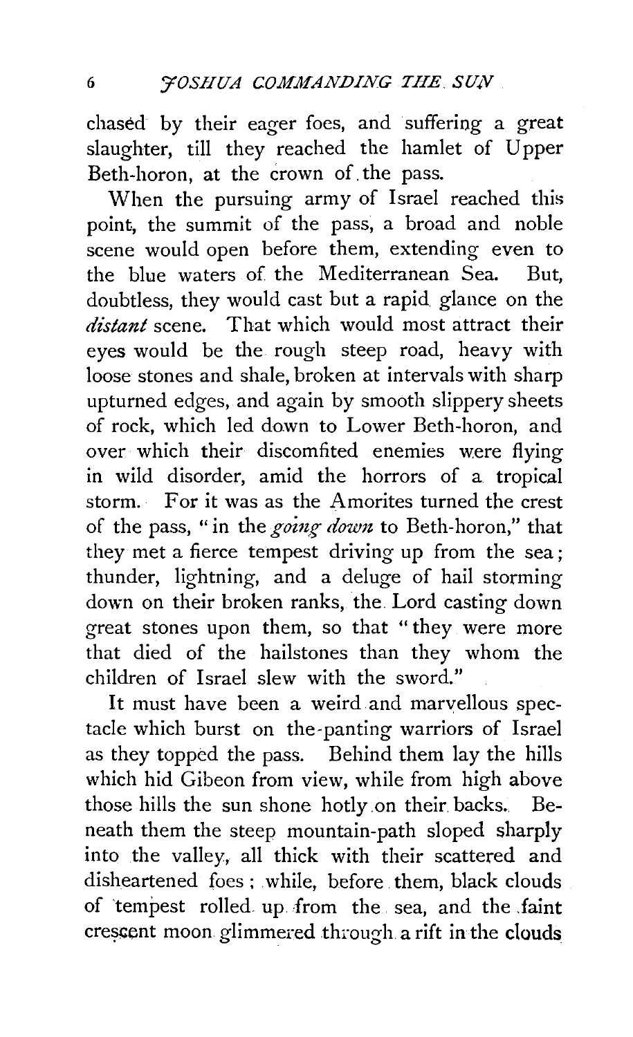chased by their eager foes, and suffering a great slaughter, till they reached the hamlet of Upper Beth-horon, at the crown of the pass.

When the pursuing army of Israel reached this point, the summit of the pass, a broad and noble scene would open before them, extending even to the blue waters of the Mediterranean Sea. But, doubtless, they would cast but a rapid glance on the *distant* scene. That which would most attract their eyes would be the rough steep road, heavy with loose stones and shale, broken at intervals with sharp upturned edges, and again by smooth slippery sheets of rock, which led down to Lower Beth-horon, and over which their discomfited enemies were flying in wild disorder, amid the horrors of a tropical storm. For it was as the Amorites turned the crest of the pass, "in the *going down* to Beth-horon," that they met a fierce tempest driving up from the sea; thunder, lightning, and a deluge of hail storming down on their broken ranks, the Lord casting down great stones upon them, so that "they were more that died of the hailstones than they whom the children of Israel slew with the sword."

It must have been a weird and marvellous spectacle which burst on the panting warriors of Israel as they topped the pass. Behind them lay the hills which hid Gibeon from view, while from high above those hills the sun shone hotly on their backs. Beneath them the steep mountain-path sloped sharply into the valley, all thick with their scattered and disheartened foes; while, before them, black clouds of tempest rolled up from the sea, and the faint crescent moon glimmered through a rift in the clouds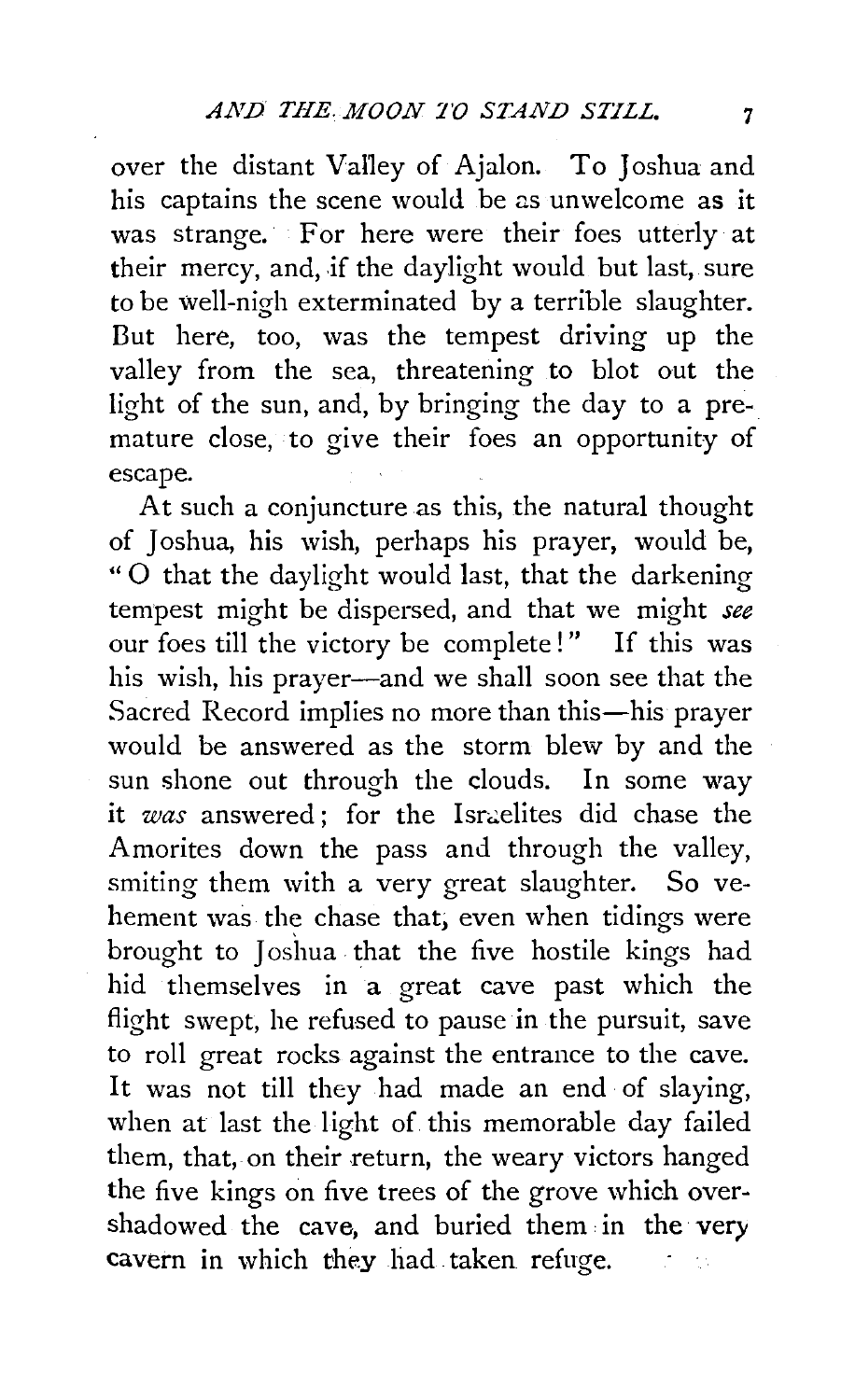over the distant Valley of Ajalon. To Joshua and his captains the scene would be as unwelcome as it was strange. For here were their foes utterly at their mercy, and, if the daylight would but last, sure to be well-nigh exterminated by a terrible slaughter. But here, too, was the tempest driving up the valley from the sea, threatening to blot out the light of the sun, and, by bringing the day to a premature close, to give their foes an opportunity of escape.

At such a conjuncture as this, the natural thought of Joshua, his wish, perhaps his prayer, would be, "O that the daylight would last, that the darkening tempest might be dispersed, and that we might *see* our foes till the victory be complete!" If this was his wish, his prayer—and we shall soon see that the Sacred Record implies no more than this—his prayer would be answered as the storm blew by and the sun shone out through the clouds. In some way it *was* answered; for the Israelites did chase the Amorites down the pass and through the valley, smiting them with a very great slaughter. So vehement was the chase that, even when tidings were brought to Joshua that the five hostile kings had hid themselves in a great cave past which the flight swept, he refused to pause in the pursuit, save to roll great rocks against the entrance to the cave. It was not till they had made an end of slaying, when at last the light of this memorable day failed them, that, on their return, the weary victors hanged the five kings on five trees of the grove which overshadowed the cave, and buried them in the very cavern in which they had taken refuge.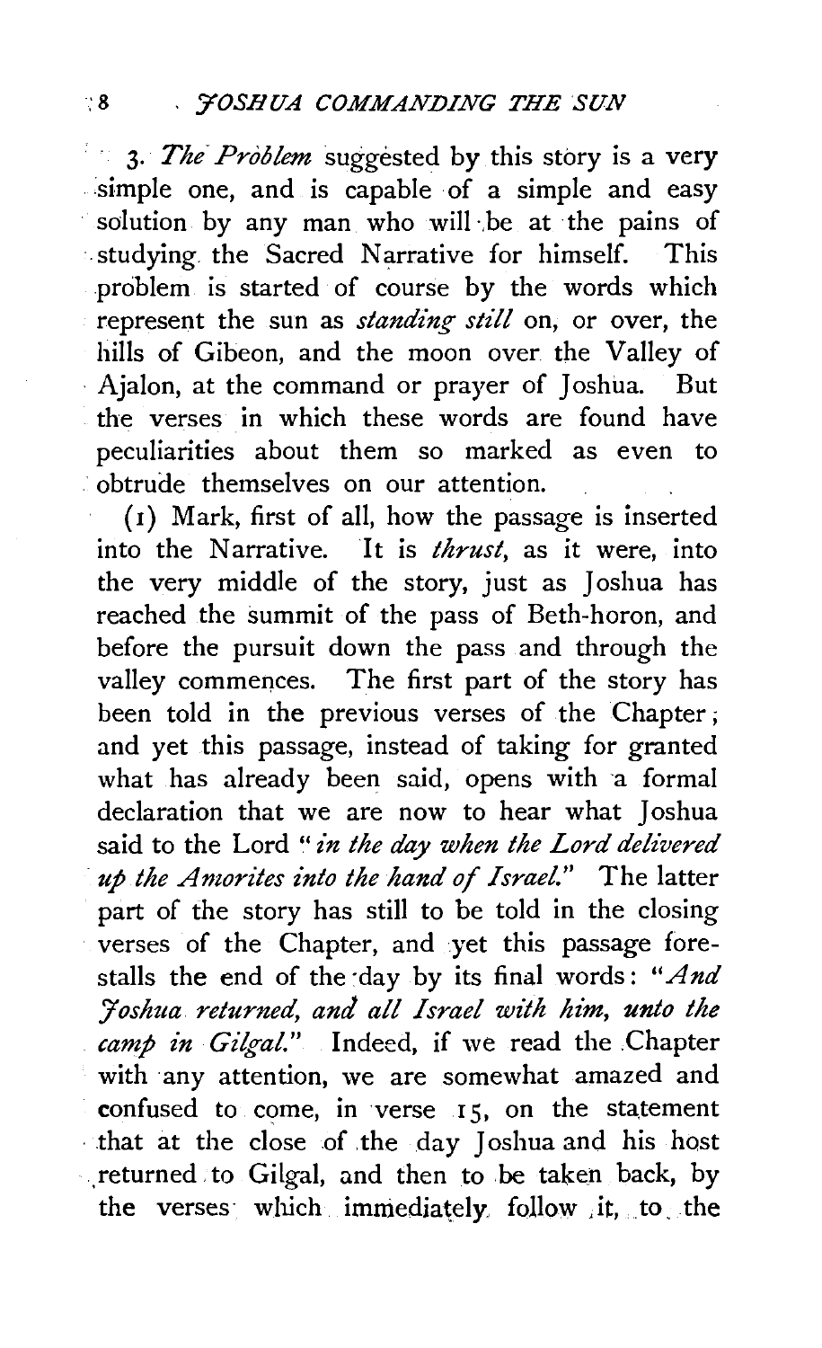3. *The Problem* suggested by this story is a very simple one, and is capable of a simple and easy solution by any man who will be at the pains of studying the Sacred Narrative for himself. This problem is started of course by the words which represent the sun as *standing still* on, or over, the hills of Gibeon, and the moon over the Valley of Ajalon, at the command or prayer of Joshua. But the verses in which these words are found have peculiarities about them so marked as even to obtrude themselves on our attention.

(1) Mark, first of all, how the passage is inserted into the Narrative. It is *thrust*, as it were, into the very middle of the story, just as Joshua has reached the summit of the pass of Beth-horon, and before the pursuit down the pass and through the valley commences. The first part of the story has been told in the previous verses of the Chapter; and yet this passage, instead of taking for granted what has already been said, opens with a formal declaration that we are now to hear what Joshua said to the Lord "*in the day when the Lord delivered up the Amorites into the hand of Israel.*" The latter part of the story has still to be told in the closing verses of the Chapter, and yet this passage forestalls the end of the day by its final words: "*And Joshua returned, and all Israel with him, unto the camp in Gilgal.*" Indeed, if we read the Chapter with any attention, we are somewhat amazed and confused to come, in verse 15, on the statement that at the close of the day Joshua and his host returned to Gilgal, and then to be taken back, by the verses which immediately follow it, to the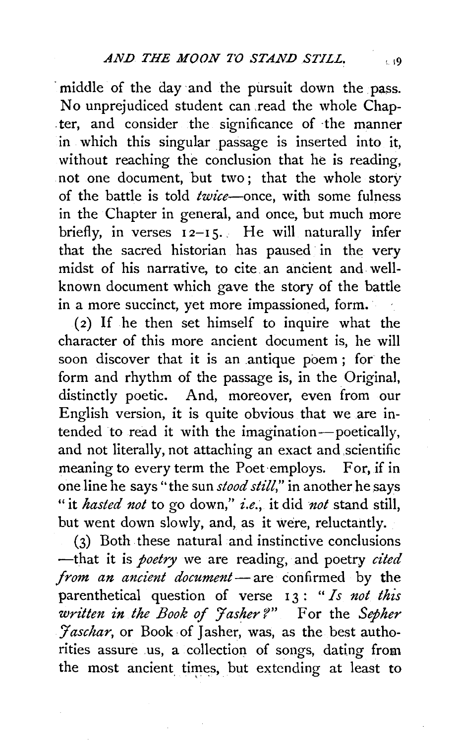middle of the day and the pursuit down the pass. No unprejudiced student can read the whole Chapter, and consider the significance of the manner in which this singular passage is inserted into it, without reaching the conclusion that he is reading, not one document, but two; that the whole story of the battle is told *twice*—once, with some fulness in the Chapter in general, and once, but much more briefly, in verses 12–15. He will naturally infer that the sacred historian has paused in the very midst of his narrative, to cite an ancient and well-known document which gave the story of the battle in a more succinct, yet more impassioned, form.

(2) If he then set himself to inquire what the character of this more ancient document is, he will soon discover that it is an antique poem; for the form and rhythm of the passage is, in the Original, distinctly poetic. And, moreover, even from our English version, it is quite obvious that we are intended to read it with the imagination—poetically, and not literally, not attaching an exact and scientific meaning to every term the Poet employs. For, if in one line he says "the sun *stood still*," in another he says "it *hasted not* to go down," *i.e.*, it did *not* stand still, but went down slowly, and, as it were, reluctantly.

(3) Both these natural and instinctive conclusions—that it is *poetry* we are reading, and poetry *cited from an ancient document*—are confirmed by the parenthetical question of verse 13: "*Is not this written in the Book of Jasher?*" For the *Sepher Jaschar*, or Book of Jasher, was, as the best authorities assure us, a collection of songs, dating from the most ancient times, but extending at least to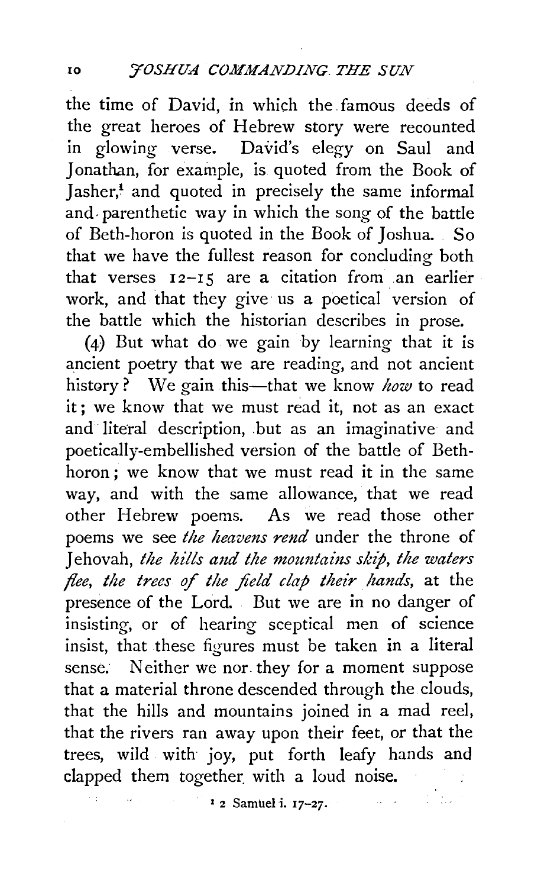the time of David, in which the famous deeds of the great heroes of Hebrew story were recounted in glowing verse. David's elegy on Saul and Jonathan, for example, is quoted from the Book of Jasher,[1] and quoted in precisely the same informal and parenthetic way in which the song of the battle of Beth-horon is quoted in the Book of Joshua. So that we have the fullest reason for concluding both that verses 12–15 are a citation from an earlier work, and that they give us a poetical version of the battle which the historian describes in prose.

(4) But what do we gain by learning that it is ancient poetry that we are reading, and not ancient history? We gain this—that we know *how* to read it; we know that we must read it, not as an exact and literal description, but as an imaginative and poetically-embellished version of the battle of Beth-horon; we know that we must read it in the same way, and with the same allowance, that we read other Hebrew poems. As we read those other poems we see *the heavens rend* under the throne of Jehovah, *the hills and the mountains skip, the waters flee, the trees of the field clap their hands*, at the presence of the Lord. But we are in no danger of insisting, or of hearing sceptical men of science insist, that these figures must be taken in a literal sense. Neither we nor they for a moment suppose that a material throne descended through the clouds, that the hills and mountains joined in a mad reel, that the rivers ran away upon their feet, or that the trees, wild with joy, put forth leafy hands and clapped them together with a loud noise.

[1] 2 Samuel i. 17–27.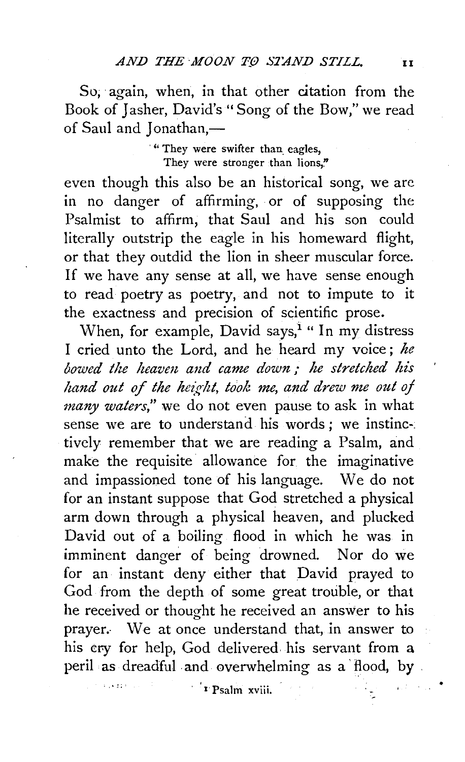So, again, when, in that other citation from the Book of Jasher, David's "Song of the Bow," we read of Saul and Jonathan,—

> "They were swifter than eagles,
> They were stronger than lions,"

even though this also be an historical song, we are in no danger of affirming, or of supposing the Psalmist to affirm, that Saul and his son could literally outstrip the eagle in his homeward flight, or that they outdid the lion in sheer muscular force. If we have any sense at all, we have sense enough to read poetry as poetry, and not to impute to it the exactness and precision of scientific prose.

When, for example, David says,[1] "In my distress I cried unto the Lord, and he heard my voice; *he bowed the heaven and came down; he stretched his hand out of the height, took me, and drew me out of many waters,*" we do not even pause to ask in what sense we are to understand his words; we instinctively remember that we are reading a Psalm, and make the requisite allowance for the imaginative and impassioned tone of his language. We do not for an instant suppose that God stretched a physical arm down through a physical heaven, and plucked David out of a boiling flood in which he was in imminent danger of being drowned. Nor do we for an instant deny either that David prayed to God from the depth of some great trouble, or that he received or thought he received an answer to his prayer. We at once understand that, in answer to his cry for help, God delivered his servant from a peril as dreadful and overwhelming as a flood, by

[1] Psalm xviii.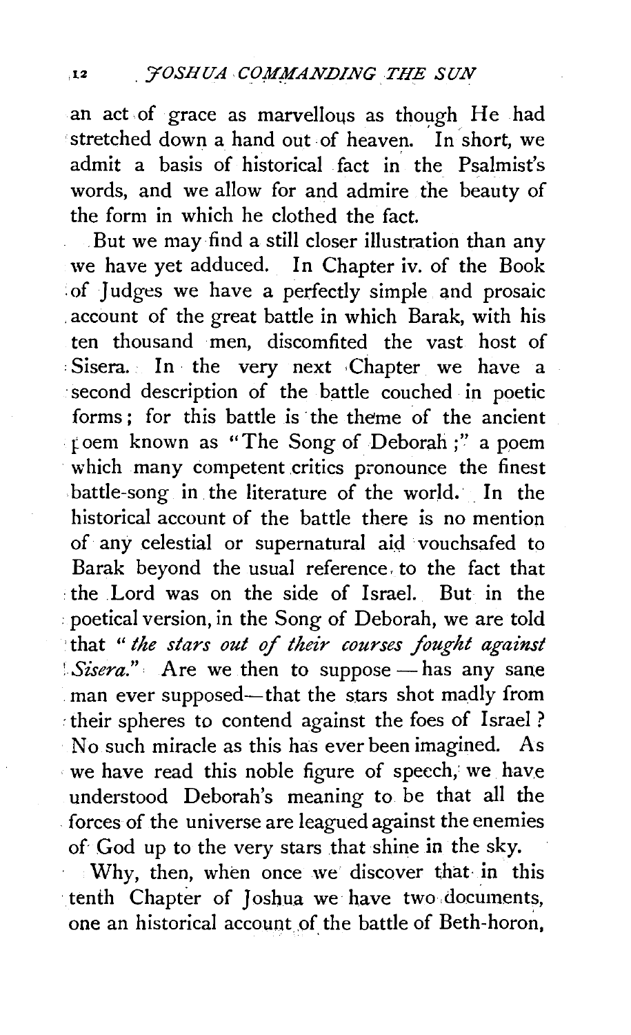an act of grace as marvellous as though He had stretched down a hand out of heaven. In short, we admit a basis of historical fact in the Psalmist's words, and we allow for and admire the beauty of the form in which he clothed the fact.

But we may find a still closer illustration than any we have yet adduced. In Chapter iv. of the Book of Judges we have a perfectly simple and prosaic account of the great battle in which Barak, with his ten thousand men, discomfited the vast host of Sisera. In the very next Chapter we have a second description of the battle couched in poetic forms; for this battle is the theme of the ancient poem known as "The Song of Deborah;" a poem which many competent critics pronounce the finest battle-song in the literature of the world. In the historical account of the battle there is no mention of any celestial or supernatural aid vouchsafed to Barak beyond the usual reference to the fact that the Lord was on the side of Israel. But in the poetical version, in the Song of Deborah, we are told that "*the stars out of their courses fought against Sisera.*" Are we then to suppose — has any sane man ever supposed—that the stars shot madly from their spheres to contend against the foes of Israel? No such miracle as this has ever been imagined. As we have read this noble figure of speech, we have understood Deborah's meaning to be that all the forces of the universe are leagued against the enemies of God up to the very stars that shine in the sky.

Why, then, when once we discover that in this tenth Chapter of Joshua we have two documents, one an historical account of the battle of Beth-horon,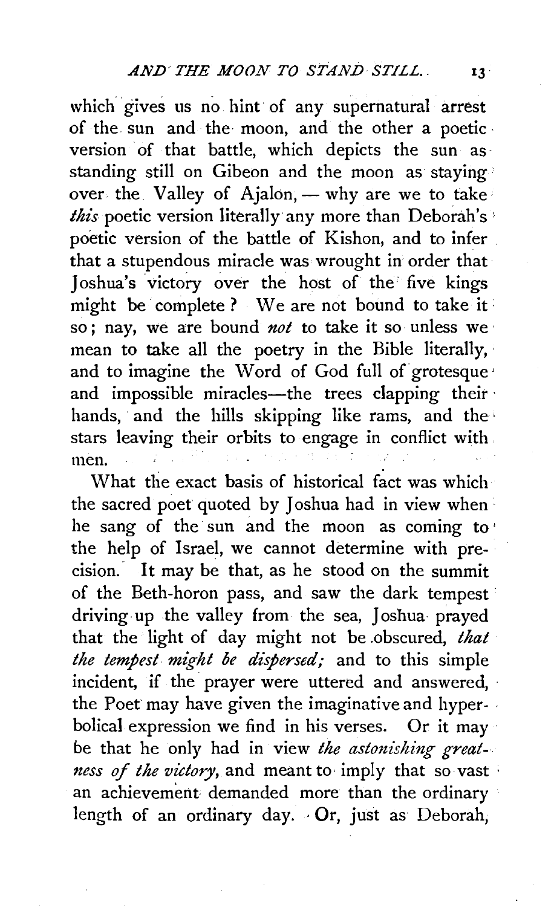which gives us no hint of any supernatural arrest of the sun and the moon, and the other a poetic version of that battle, which depicts the sun as standing still on Gibeon and the moon as staying over the Valley of Ajalon, — why are we to take *this* poetic version literally any more than Deborah's poetic version of the battle of Kishon, and to infer that a stupendous miracle was wrought in order that Joshua's victory over the host of the five kings might be complete? We are not bound to take it so; nay, we are bound *not* to take it so unless we mean to take all the poetry in the Bible literally, and to imagine the Word of God full of grotesque and impossible miracles—the trees clapping their hands, and the hills skipping like rams, and the stars leaving their orbits to engage in conflict with men.

What the exact basis of historical fact was which the sacred poet quoted by Joshua had in view when he sang of the sun and the moon as coming to the help of Israel, we cannot determine with precision. It may be that, as he stood on the summit of the Beth-horon pass, and saw the dark tempest driving up the valley from the sea, Joshua prayed that the light of day might not be obscured, *that the tempest might be dispersed;* and to this simple incident, if the prayer were uttered and answered, the Poet may have given the imaginative and hyperbolical expression we find in his verses. Or it may be that he only had in view *the astonishing greatness of the victory,* and meant to imply that so vast an achievement demanded more than the ordinary length of an ordinary day. Or, just as Deborah,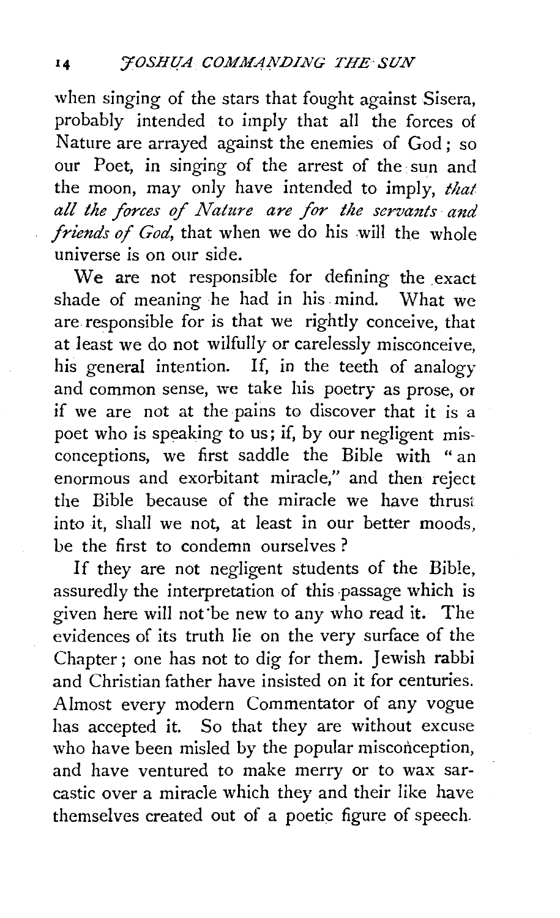when singing of the stars that fought against Sisera, probably intended to imply that all the forces of Nature are arrayed against the enemies of God; so our Poet, in singing of the arrest of the sun and the moon, may only have intended to imply, *that all the forces of Nature are for the servants and friends of God*, that when we do his will the whole universe is on our side.

We are not responsible for defining the exact shade of meaning he had in his mind. What we are responsible for is that we rightly conceive, that at least we do not wilfully or carelessly misconceive, his general intention. If, in the teeth of analogy and common sense, we take his poetry as prose, or if we are not at the pains to discover that it is a poet who is speaking to us; if, by our negligent misconceptions, we first saddle the Bible with "an enormous and exorbitant miracle," and then reject the Bible because of the miracle we have thrust into it, shall we not, at least in our better moods, be the first to condemn ourselves?

If they are not negligent students of the Bible, assuredly the interpretation of this passage which is given here will not be new to any who read it. The evidences of its truth lie on the very surface of the Chapter; one has not to dig for them. Jewish rabbi and Christian father have insisted on it for centuries. Almost every modern Commentator of any vogue has accepted it. So that they are without excuse who have been misled by the popular misconception, and have ventured to make merry or to wax sarcastic over a miracle which they and their like have themselves created out of a poetic figure of speech.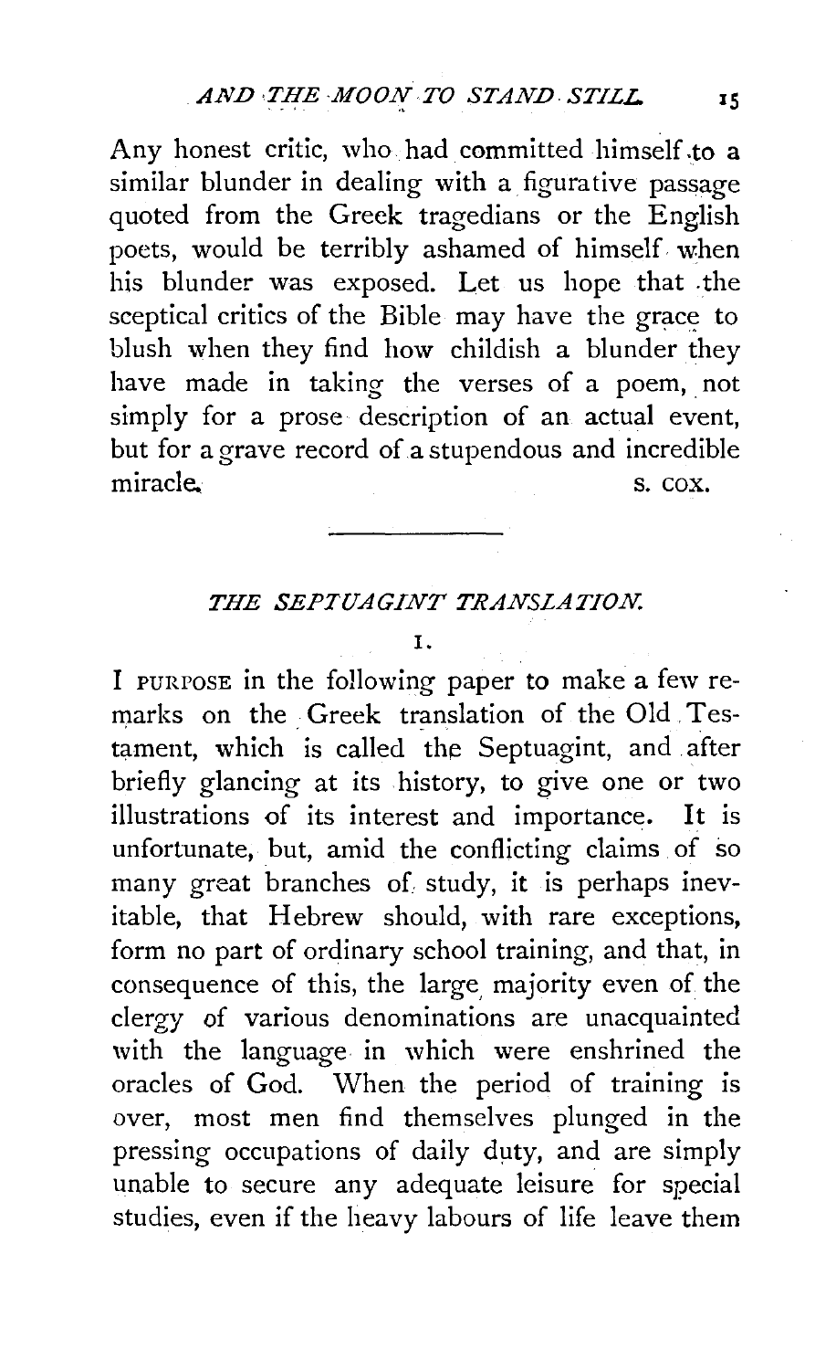Any honest critic, who had committed himself to a similar blunder in dealing with a figurative passage quoted from the Greek tragedians or the English poets, would be terribly ashamed of himself when his blunder was exposed. Let us hope that the sceptical critics of the Bible may have the grace to blush when they find how childish a blunder they have made in taking the verses of a poem, not simply for a prose description of an actual event, but for a grave record of a stupendous and incredible miracle.

S. COX.

---

## *THE SEPTUAGINT TRANSLATION.*

### I.

I PURPOSE in the following paper to make a few remarks on the Greek translation of the Old Testament, which is called the Septuagint, and after briefly glancing at its history, to give one or two illustrations of its interest and importance. It is unfortunate, but, amid the conflicting claims of so many great branches of study, it is perhaps inevitable, that Hebrew should, with rare exceptions, form no part of ordinary school training, and that, in consequence of this, the large majority even of the clergy of various denominations are unacquainted with the language in which were enshrined the oracles of God. When the period of training is over, most men find themselves plunged in the pressing occupations of daily duty, and are simply unable to secure any adequate leisure for special studies, even if the heavy labours of life leave them